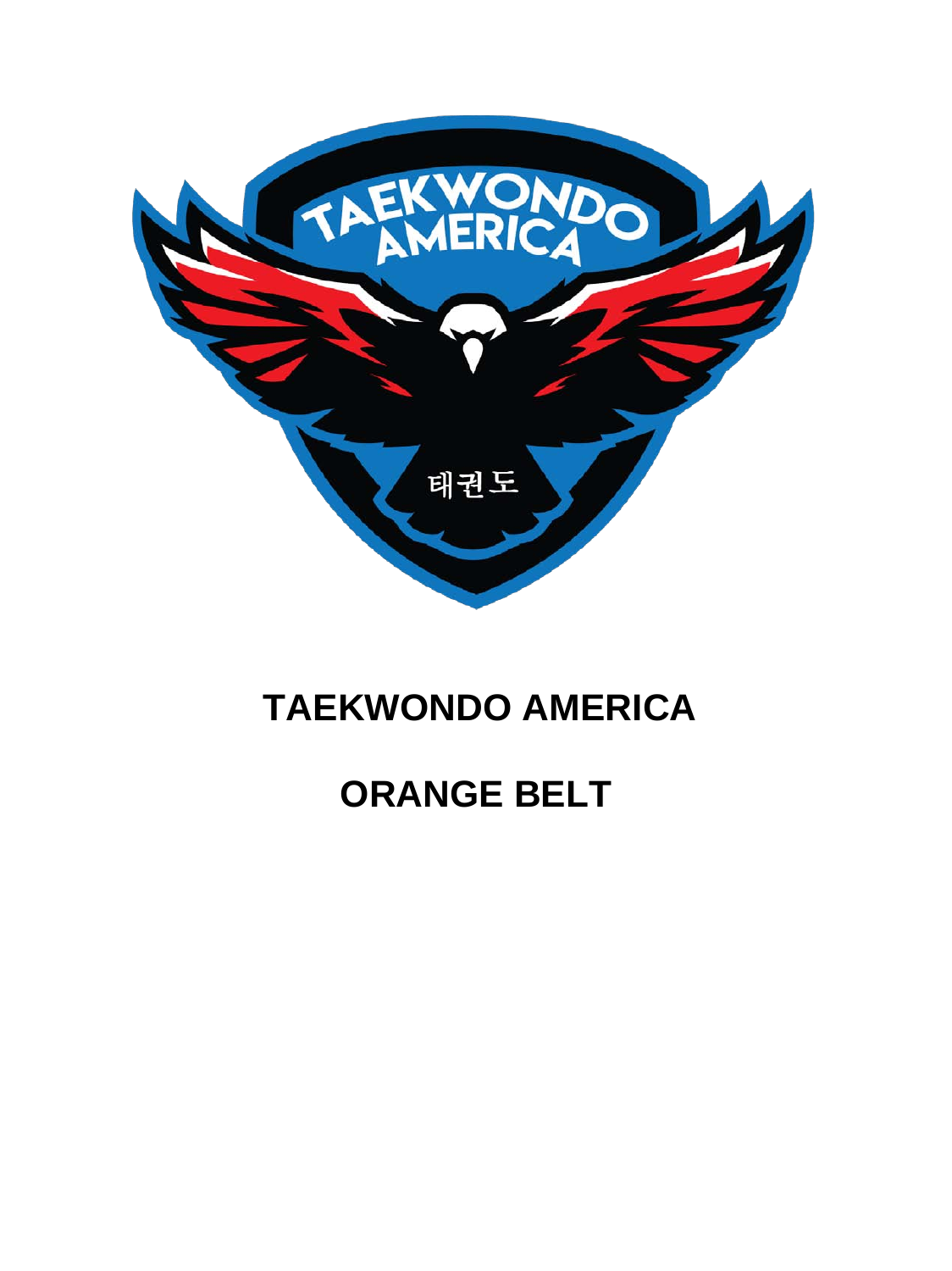# TAEKWONDO AMERICA

# ORANGE BELT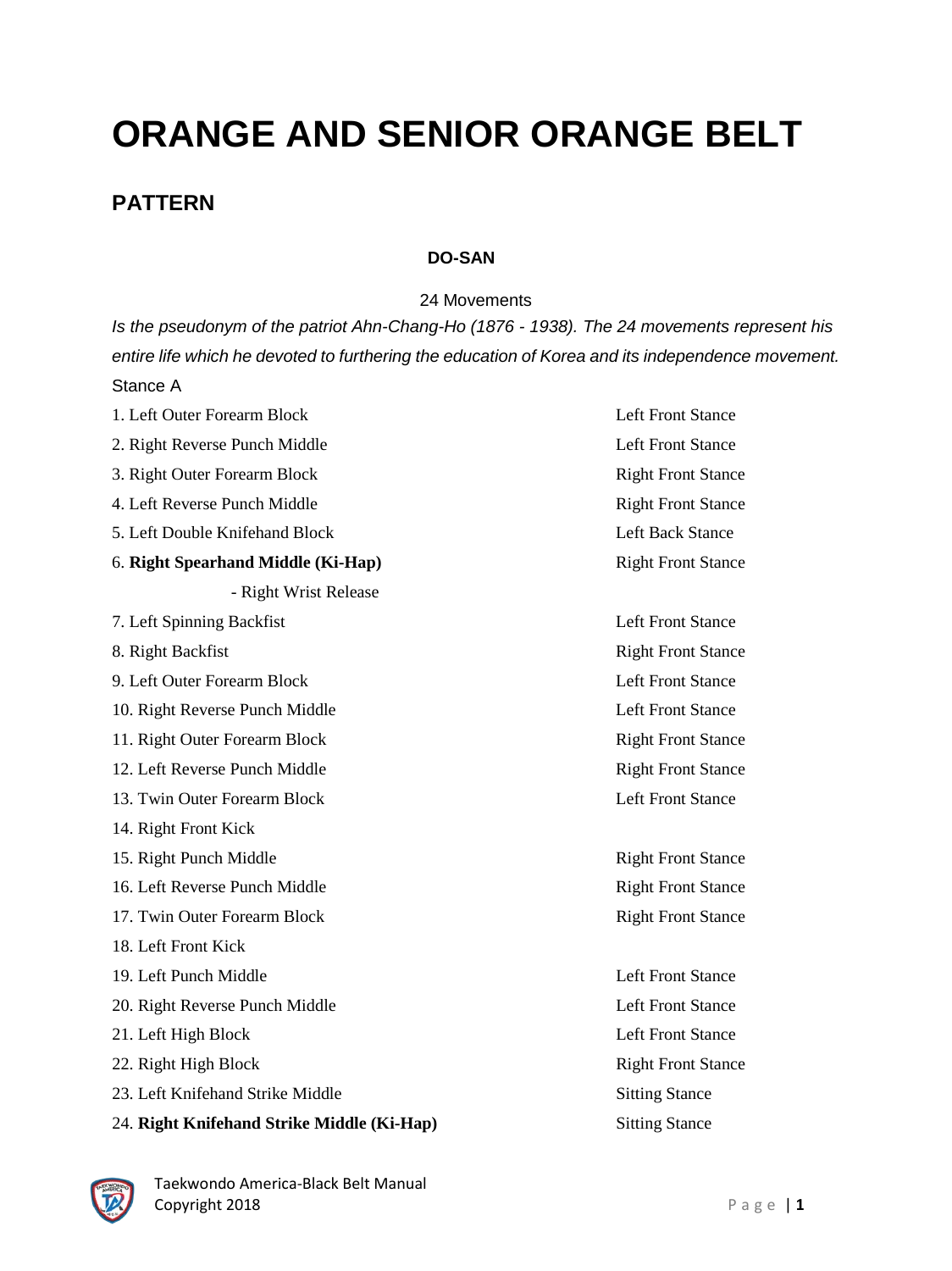# ORANGE AND SENIOR ORANGE BELT

## PATTERN

**DO-SAN**

24 Movements

*Is the pseudonym of the patriot Ahn-Chang-Ho (1876 - 1938). The 24 movements represent his entire life which he devoted to furthering the education of Korea and its independence movement.*

Stance A

| Movement | Stance |
|---|---|
| 1. Left Outer Forearm Block | Left Front Stance |
| 2. Right Reverse Punch Middle | Left Front Stance |
| 3. Right Outer Forearm Block | Right Front Stance |
| 4. Left Reverse Punch Middle | Right Front Stance |
| 5. Left Double Knifehand Block | Left Back Stance |
| 6. **Right Spearhand Middle (Ki-Hap)** | Right Front Stance |
| - Right Wrist Release | |
| 7. Left Spinning Backfist | Left Front Stance |
| 8. Right Backfist | Right Front Stance |
| 9. Left Outer Forearm Block | Left Front Stance |
| 10. Right Reverse Punch Middle | Left Front Stance |
| 11. Right Outer Forearm Block | Right Front Stance |
| 12. Left Reverse Punch Middle | Right Front Stance |
| 13. Twin Outer Forearm Block | Left Front Stance |
| 14. Right Front Kick | |
| 15. Right Punch Middle | Right Front Stance |
| 16. Left Reverse Punch Middle | Right Front Stance |
| 17. Twin Outer Forearm Block | Right Front Stance |
| 18. Left Front Kick | |
| 19. Left Punch Middle | Left Front Stance |
| 20. Right Reverse Punch Middle | Left Front Stance |
| 21. Left High Block | Left Front Stance |
| 22. Right High Block | Right Front Stance |
| 23. Left Knifehand Strike Middle | Sitting Stance |
| 24. **Right Knifehand Strike Middle (Ki-Hap)** | Sitting Stance |

Taekwondo America-Black Belt Manual
Copyright 2018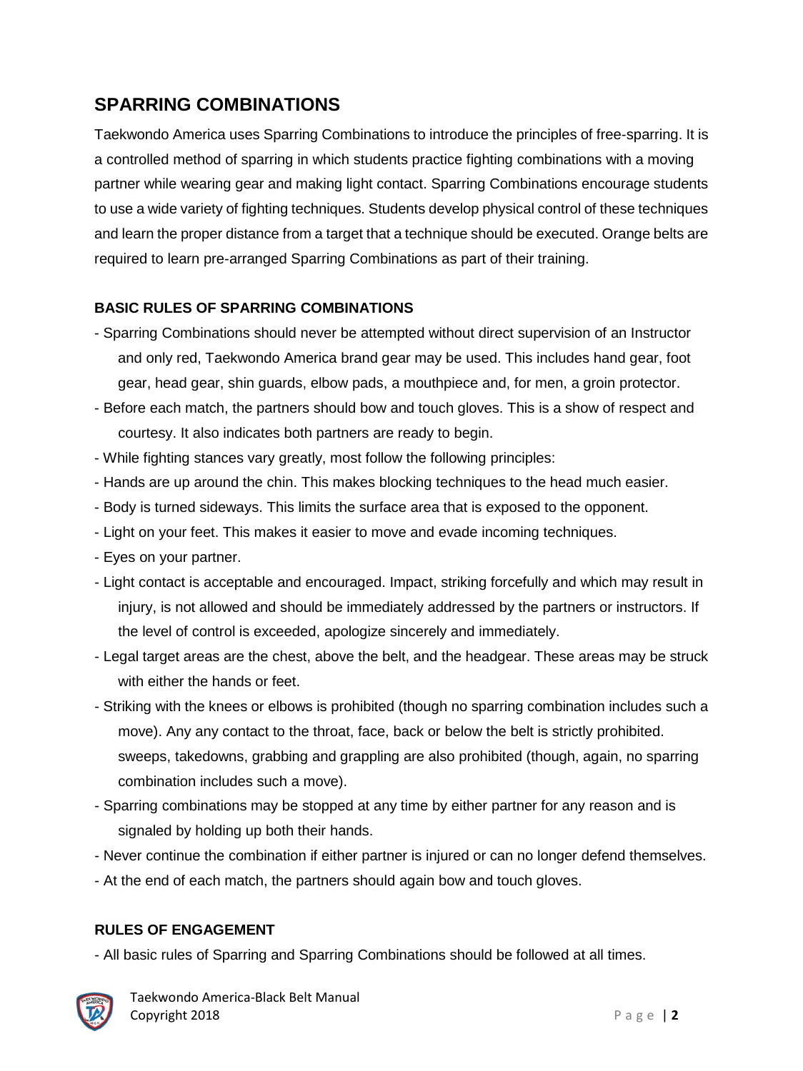## SPARRING COMBINATIONS

Taekwondo America uses Sparring Combinations to introduce the principles of free-sparring. It is a controlled method of sparring in which students practice fighting combinations with a moving partner while wearing gear and making light contact. Sparring Combinations encourage students to use a wide variety of fighting techniques. Students develop physical control of these techniques and learn the proper distance from a target that a technique should be executed. Orange belts are required to learn pre-arranged Sparring Combinations as part of their training.

### BASIC RULES OF SPARRING COMBINATIONS

- Sparring Combinations should never be attempted without direct supervision of an Instructor and only red, Taekwondo America brand gear may be used. This includes hand gear, foot gear, head gear, shin guards, elbow pads, a mouthpiece and, for men, a groin protector.
- Before each match, the partners should bow and touch gloves. This is a show of respect and courtesy. It also indicates both partners are ready to begin.
- While fighting stances vary greatly, most follow the following principles:
- Hands are up around the chin. This makes blocking techniques to the head much easier.
- Body is turned sideways. This limits the surface area that is exposed to the opponent.
- Light on your feet. This makes it easier to move and evade incoming techniques.
- Eyes on your partner.
- Light contact is acceptable and encouraged. Impact, striking forcefully and which may result in injury, is not allowed and should be immediately addressed by the partners or instructors. If the level of control is exceeded, apologize sincerely and immediately.
- Legal target areas are the chest, above the belt, and the headgear. These areas may be struck with either the hands or feet.
- Striking with the knees or elbows is prohibited (though no sparring combination includes such a move). Any any contact to the throat, face, back or below the belt is strictly prohibited. sweeps, takedowns, grabbing and grappling are also prohibited (though, again, no sparring combination includes such a move).
- Sparring combinations may be stopped at any time by either partner for any reason and is signaled by holding up both their hands.
- Never continue the combination if either partner is injured or can no longer defend themselves.
- At the end of each match, the partners should again bow and touch gloves.

### RULES OF ENGAGEMENT

- All basic rules of Sparring and Sparring Combinations should be followed at all times.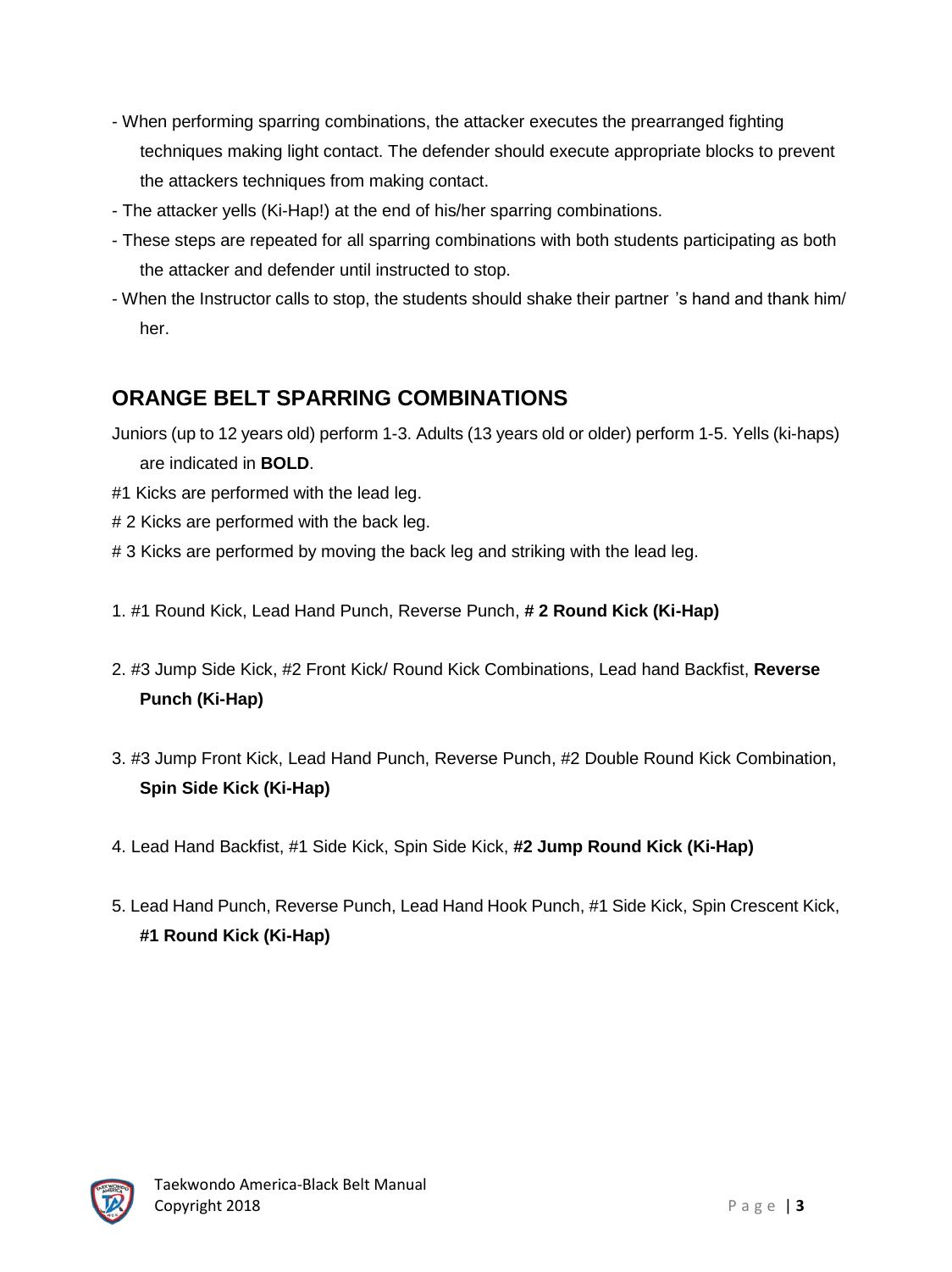- When performing sparring combinations, the attacker executes the prearranged fighting techniques making light contact. The defender should execute appropriate blocks to prevent the attackers techniques from making contact.
- The attacker yells (Ki-Hap!) at the end of his/her sparring combinations.
- These steps are repeated for all sparring combinations with both students participating as both the attacker and defender until instructed to stop.
- When the Instructor calls to stop, the students should shake their partner 's hand and thank him/ her.

## ORANGE BELT SPARRING COMBINATIONS

Juniors (up to 12 years old) perform 1-3. Adults (13 years old or older) perform 1-5. Yells (ki-haps) are indicated in **BOLD**.

#1 Kicks are performed with the lead leg.

# 2 Kicks are performed with the back leg.

# 3 Kicks are performed by moving the back leg and striking with the lead leg.

1. #1 Round Kick, Lead Hand Punch, Reverse Punch, **# 2 Round Kick (Ki-Hap)**

2. #3 Jump Side Kick, #2 Front Kick/ Round Kick Combinations, Lead hand Backfist, **Reverse Punch (Ki-Hap)**

3. #3 Jump Front Kick, Lead Hand Punch, Reverse Punch, #2 Double Round Kick Combination, **Spin Side Kick (Ki-Hap)**

4. Lead Hand Backfist, #1 Side Kick, Spin Side Kick, **#2 Jump Round Kick (Ki-Hap)**

5. Lead Hand Punch, Reverse Punch, Lead Hand Hook Punch, #1 Side Kick, Spin Crescent Kick, **#1 Round Kick (Ki-Hap)**